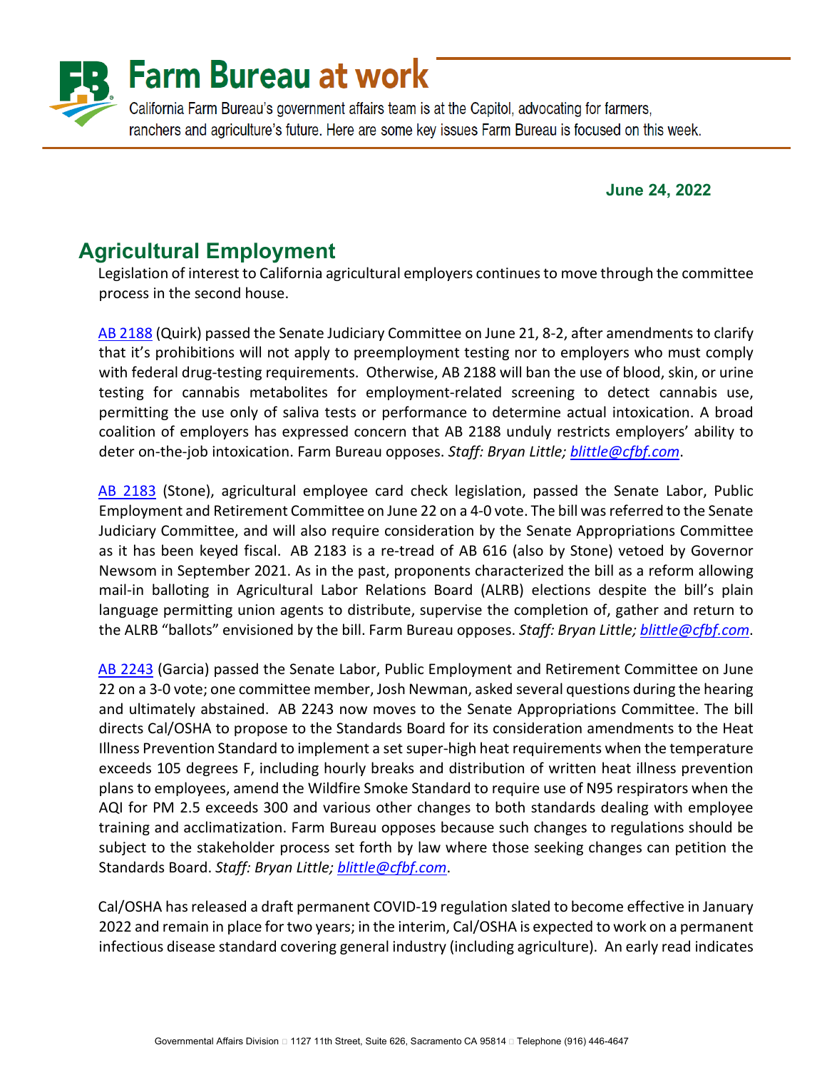# Farm Bureau at work

California Farm Bureau's government affairs team is at the Capitol, advocating for farmers, ranchers and agriculture's future. Here are some key issues Farm Bureau is focused on this week.

**June 24, 2022**

## Agricultural Employment

Legislation of interest to California agricultural employers continues to move through the committee process in the second house.

AB 2188 (Quirk) passed the Senate Judiciary Committee on June 21, 8-2, after amendments to clarify that it's prohibitions will not apply to preemployment testing nor to employers who must comply with federal drug-testing requirements. Otherwise, AB 2188 will ban the use of blood, skin, or urine testing for cannabis metabolites for employment-related screening to detect cannabis use, permitting the use only of saliva tests or performance to determine actual intoxication. A broad coalition of employers has expressed concern that AB 2188 unduly restricts employers' ability to deter on-the-job intoxication. Farm Bureau opposes. *Staff: Bryan Little; blittle@cfbf.com*.

AB 2183 (Stone), agricultural employee card check legislation, passed the Senate Labor, Public Employment and Retirement Committee on June 22 on a 4-0 vote. The bill was referred to the Senate Judiciary Committee, and will also require consideration by the Senate Appropriations Committee as it has been keyed fiscal. AB 2183 is a re-tread of AB 616 (also by Stone) vetoed by Governor Newsom in September 2021. As in the past, proponents characterized the bill as a reform allowing mail-in balloting in Agricultural Labor Relations Board (ALRB) elections despite the bill's plain language permitting union agents to distribute, supervise the completion of, gather and return to the ALRB "ballots" envisioned by the bill. Farm Bureau opposes. *Staff: Bryan Little; blittle@cfbf.com*.

AB 2243 (Garcia) passed the Senate Labor, Public Employment and Retirement Committee on June 22 on a 3-0 vote; one committee member, Josh Newman, asked several questions during the hearing and ultimately abstained. AB 2243 now moves to the Senate Appropriations Committee. The bill directs Cal/OSHA to propose to the Standards Board for its consideration amendments to the Heat Illness Prevention Standard to implement a set super-high heat requirements when the temperature exceeds 105 degrees F, including hourly breaks and distribution of written heat illness prevention plans to employees, amend the Wildfire Smoke Standard to require use of N95 respirators when the AQI for PM 2.5 exceeds 300 and various other changes to both standards dealing with employee training and acclimatization. Farm Bureau opposes because such changes to regulations should be subject to the stakeholder process set forth by law where those seeking changes can petition the Standards Board. *Staff: Bryan Little; blittle@cfbf.com*.

Cal/OSHA has released a draft permanent COVID-19 regulation slated to become effective in January 2022 and remain in place for two years; in the interim, Cal/OSHA is expected to work on a permanent infectious disease standard covering general industry (including agriculture). An early read indicates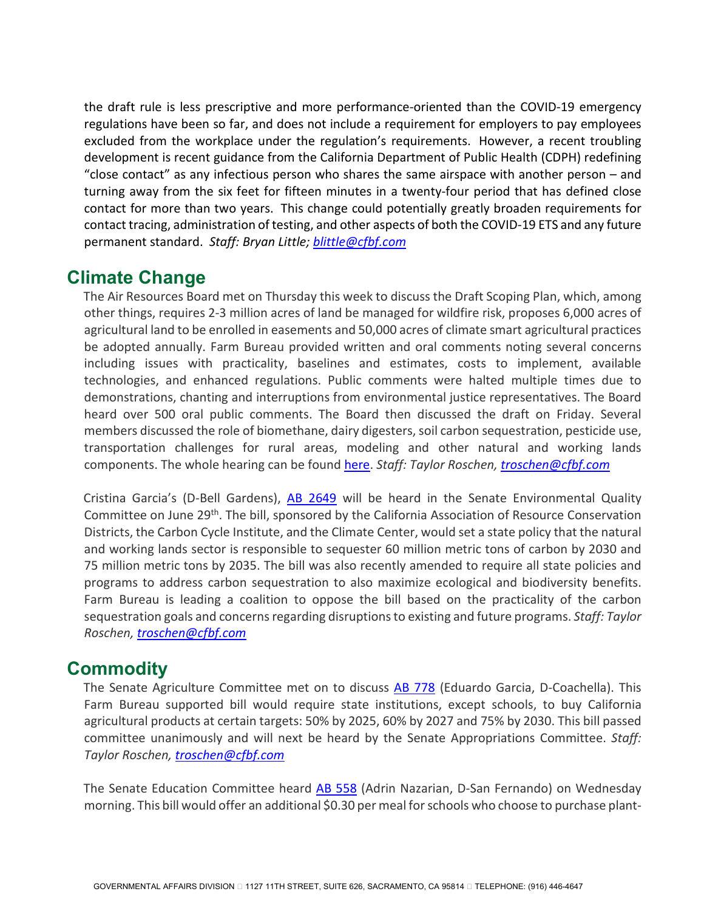the draft rule is less prescriptive and more performance-oriented than the COVID-19 emergency regulations have been so far, and does not include a requirement for employers to pay employees excluded from the workplace under the regulation's requirements. However, a recent troubling development is recent guidance from the California Department of Public Health (CDPH) redefining "close contact" as any infectious person who shares the same airspace with another person – and turning away from the six feet for fifteen minutes in a twenty-four period that has defined close contact for more than two years. This change could potentially greatly broaden requirements for contact tracing, administration of testing, and other aspects of both the COVID-19 ETS and any future permanent standard. *Staff: Bryan Little; blittle@cfbf.com*

## Climate Change

The Air Resources Board met on Thursday this week to discuss the Draft Scoping Plan, which, among other things, requires 2-3 million acres of land be managed for wildfire risk, proposes 6,000 acres of agricultural land to be enrolled in easements and 50,000 acres of climate smart agricultural practices be adopted annually. Farm Bureau provided written and oral comments noting several concerns including issues with practicality, baselines and estimates, costs to implement, available technologies, and enhanced regulations. Public comments were halted multiple times due to demonstrations, chanting and interruptions from environmental justice representatives. The Board heard over 500 oral public comments. The Board then discussed the draft on Friday. Several members discussed the role of biomethane, dairy digesters, soil carbon sequestration, pesticide use, transportation challenges for rural areas, modeling and other natural and working lands components. The whole hearing can be found here. *Staff: Taylor Roschen, troschen@cfbf.com*

Cristina Garcia's (D-Bell Gardens), AB 2649 will be heard in the Senate Environmental Quality Committee on June 29th. The bill, sponsored by the California Association of Resource Conservation Districts, the Carbon Cycle Institute, and the Climate Center, would set a state policy that the natural and working lands sector is responsible to sequester 60 million metric tons of carbon by 2030 and 75 million metric tons by 2035. The bill was also recently amended to require all state policies and programs to address carbon sequestration to also maximize ecological and biodiversity benefits. Farm Bureau is leading a coalition to oppose the bill based on the practicality of the carbon sequestration goals and concerns regarding disruptions to existing and future programs. *Staff: Taylor Roschen, troschen@cfbf.com*

## Commodity

The Senate Agriculture Committee met on to discuss AB 778 (Eduardo Garcia, D-Coachella). This Farm Bureau supported bill would require state institutions, except schools, to buy California agricultural products at certain targets: 50% by 2025, 60% by 2027 and 75% by 2030. This bill passed committee unanimously and will next be heard by the Senate Appropriations Committee. *Staff: Taylor Roschen, troschen@cfbf.com*

The Senate Education Committee heard AB 558 (Adrin Nazarian, D-San Fernando) on Wednesday morning. This bill would offer an additional $0.30 per meal for schools who choose to purchase plant-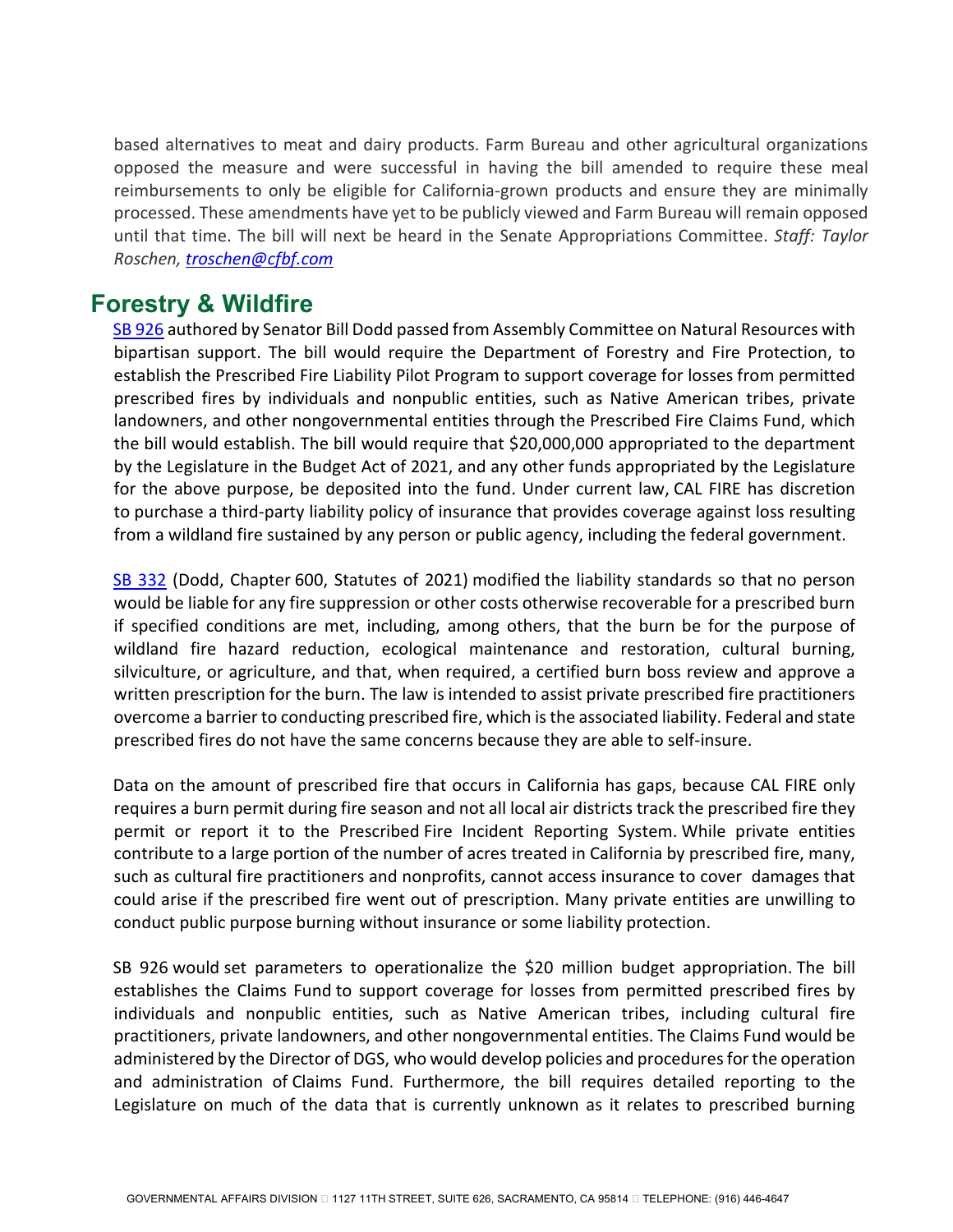based alternatives to meat and dairy products. Farm Bureau and other agricultural organizations opposed the measure and were successful in having the bill amended to require these meal reimbursements to only be eligible for California-grown products and ensure they are minimally processed. These amendments have yet to be publicly viewed and Farm Bureau will remain opposed until that time. The bill will next be heard in the Senate Appropriations Committee. *Staff: Taylor Roschen, troschen@cfbf.com*

## Forestry & Wildfire

SB 926 authored by Senator Bill Dodd passed from Assembly Committee on Natural Resources with bipartisan support. The bill would require the Department of Forestry and Fire Protection, to establish the Prescribed Fire Liability Pilot Program to support coverage for losses from permitted prescribed fires by individuals and nonpublic entities, such as Native American tribes, private landowners, and other nongovernmental entities through the Prescribed Fire Claims Fund, which the bill would establish. The bill would require that $20,000,000 appropriated to the department by the Legislature in the Budget Act of 2021, and any other funds appropriated by the Legislature for the above purpose, be deposited into the fund. Under current law, CAL FIRE has discretion to purchase a third-party liability policy of insurance that provides coverage against loss resulting from a wildland fire sustained by any person or public agency, including the federal government.

SB 332 (Dodd, Chapter 600, Statutes of 2021) modified the liability standards so that no person would be liable for any fire suppression or other costs otherwise recoverable for a prescribed burn if specified conditions are met, including, among others, that the burn be for the purpose of wildland fire hazard reduction, ecological maintenance and restoration, cultural burning, silviculture, or agriculture, and that, when required, a certified burn boss review and approve a written prescription for the burn. The law is intended to assist private prescribed fire practitioners overcome a barrier to conducting prescribed fire, which is the associated liability. Federal and state prescribed fires do not have the same concerns because they are able to self-insure.

Data on the amount of prescribed fire that occurs in California has gaps, because CAL FIRE only requires a burn permit during fire season and not all local air districts track the prescribed fire they permit or report it to the Prescribed Fire Incident Reporting System. While private entities contribute to a large portion of the number of acres treated in California by prescribed fire, many, such as cultural fire practitioners and nonprofits, cannot access insurance to cover damages that could arise if the prescribed fire went out of prescription. Many private entities are unwilling to conduct public purpose burning without insurance or some liability protection.

SB 926 would set parameters to operationalize the $20 million budget appropriation. The bill establishes the Claims Fund to support coverage for losses from permitted prescribed fires by individuals and nonpublic entities, such as Native American tribes, including cultural fire practitioners, private landowners, and other nongovernmental entities. The Claims Fund would be administered by the Director of DGS, who would develop policies and procedures for the operation and administration of Claims Fund. Furthermore, the bill requires detailed reporting to the Legislature on much of the data that is currently unknown as it relates to prescribed burning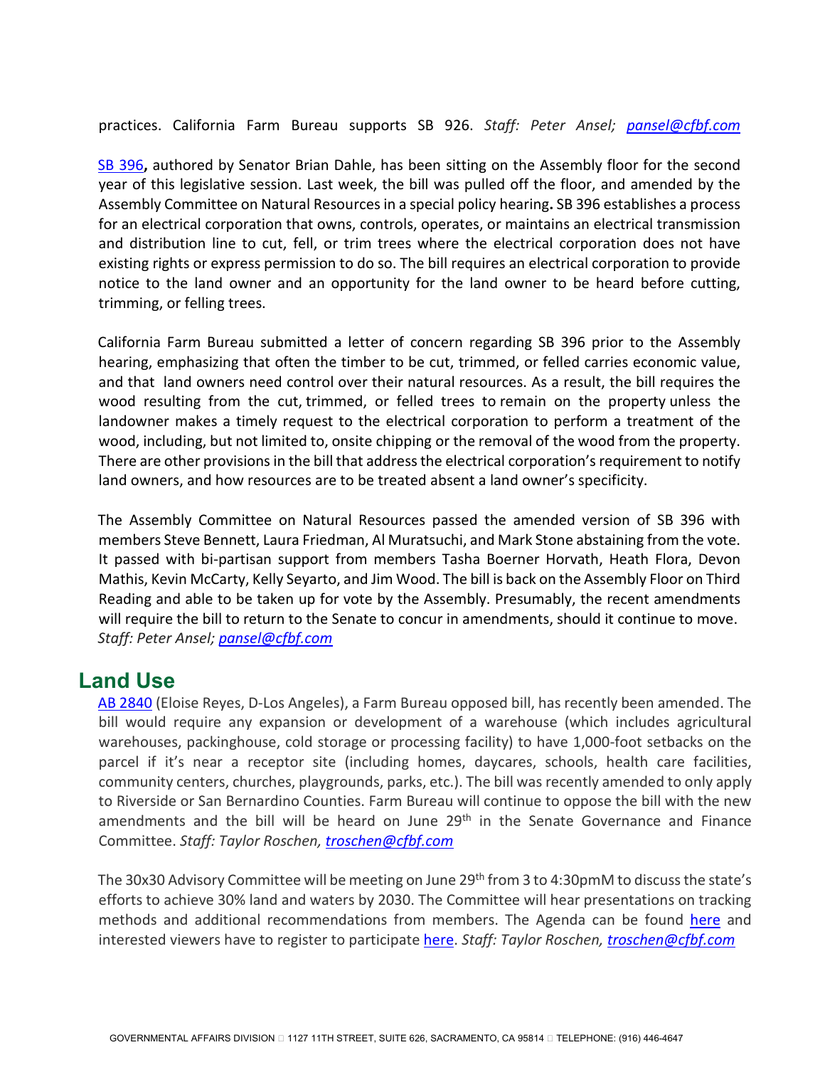practices. California Farm Bureau supports SB 926. *Staff: Peter Ansel; pansel@cfbf.com*

SB 396**,** authored by Senator Brian Dahle, has been sitting on the Assembly floor for the second year of this legislative session. Last week, the bill was pulled off the floor, and amended by the Assembly Committee on Natural Resources in a special policy hearing**.** SB 396 establishes a process for an electrical corporation that owns, controls, operates, or maintains an electrical transmission and distribution line to cut, fell, or trim trees where the electrical corporation does not have existing rights or express permission to do so. The bill requires an electrical corporation to provide notice to the land owner and an opportunity for the land owner to be heard before cutting, trimming, or felling trees.

California Farm Bureau submitted a letter of concern regarding SB 396 prior to the Assembly hearing, emphasizing that often the timber to be cut, trimmed, or felled carries economic value, and that land owners need control over their natural resources. As a result, the bill requires the wood resulting from the cut, trimmed, or felled trees to remain on the property unless the landowner makes a timely request to the electrical corporation to perform a treatment of the wood, including, but not limited to, onsite chipping or the removal of the wood from the property. There are other provisions in the bill that address the electrical corporation's requirement to notify land owners, and how resources are to be treated absent a land owner's specificity.

The Assembly Committee on Natural Resources passed the amended version of SB 396 with members Steve Bennett, Laura Friedman, Al Muratsuchi, and Mark Stone abstaining from the vote. It passed with bi-partisan support from members Tasha Boerner Horvath, Heath Flora, Devon Mathis, Kevin McCarty, Kelly Seyarto, and Jim Wood. The bill is back on the Assembly Floor on Third Reading and able to be taken up for vote by the Assembly. Presumably, the recent amendments will require the bill to return to the Senate to concur in amendments, should it continue to move. *Staff: Peter Ansel; pansel@cfbf.com*

## Land Use

AB 2840 (Eloise Reyes, D-Los Angeles), a Farm Bureau opposed bill, has recently been amended. The bill would require any expansion or development of a warehouse (which includes agricultural warehouses, packinghouse, cold storage or processing facility) to have 1,000-foot setbacks on the parcel if it's near a receptor site (including homes, daycares, schools, health care facilities, community centers, churches, playgrounds, parks, etc.). The bill was recently amended to only apply to Riverside or San Bernardino Counties. Farm Bureau will continue to oppose the bill with the new amendments and the bill will be heard on June 29th in the Senate Governance and Finance Committee. *Staff: Taylor Roschen, troschen@cfbf.com*

The 30x30 Advisory Committee will be meeting on June 29th from 3 to 4:30pmM to discuss the state's efforts to achieve 30% land and waters by 2030. The Committee will hear presentations on tracking methods and additional recommendations from members. The Agenda can be found here and interested viewers have to register to participate here. *Staff: Taylor Roschen, troschen@cfbf.com*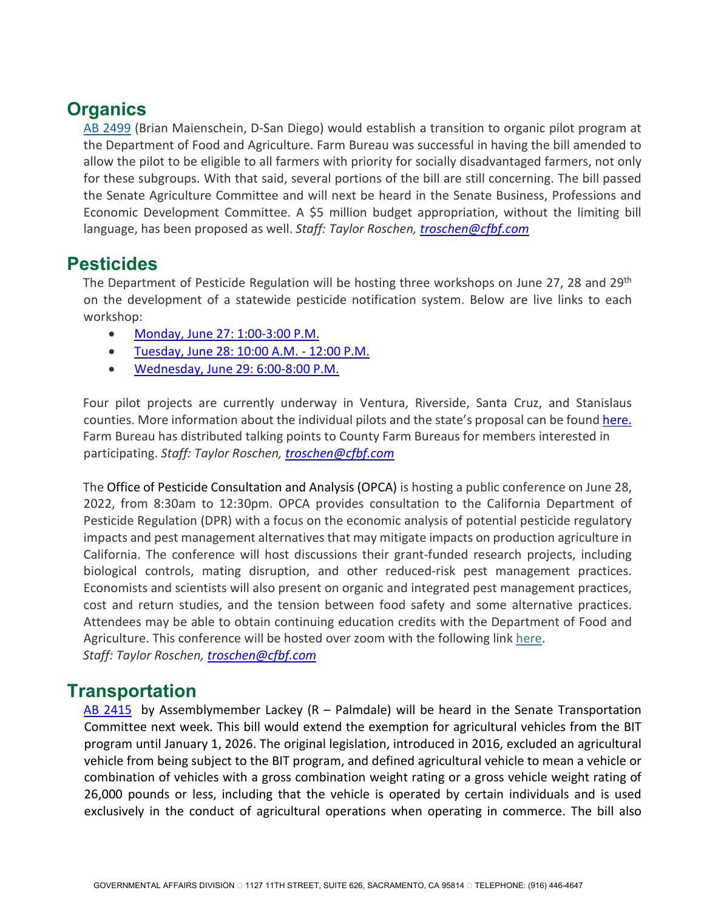## Organics

AB 2499 (Brian Maienschein, D-San Diego) would establish a transition to organic pilot program at the Department of Food and Agriculture. Farm Bureau was successful in having the bill amended to allow the pilot to be eligible to all farmers with priority for socially disadvantaged farmers, not only for these subgroups. With that said, several portions of the bill are still concerning. The bill passed the Senate Agriculture Committee and will next be heard in the Senate Business, Professions and Economic Development Committee. A $5 million budget appropriation, without the limiting bill language, has been proposed as well. *Staff: Taylor Roschen, troschen@cfbf.com*

## Pesticides

The Department of Pesticide Regulation will be hosting three workshops on June 27, 28 and 29th on the development of a statewide pesticide notification system. Below are live links to each workshop:

- Monday, June 27: 1:00-3:00 P.M.
- Tuesday, June 28: 10:00 A.M. - 12:00 P.M.
- Wednesday, June 29: 6:00-8:00 P.M.

Four pilot projects are currently underway in Ventura, Riverside, Santa Cruz, and Stanislaus counties. More information about the individual pilots and the state's proposal can be found here. Farm Bureau has distributed talking points to County Farm Bureaus for members interested in participating. *Staff: Taylor Roschen, troschen@cfbf.com*

The Office of Pesticide Consultation and Analysis (OPCA) is hosting a public conference on June 28, 2022, from 8:30am to 12:30pm. OPCA provides consultation to the California Department of Pesticide Regulation (DPR) with a focus on the economic analysis of potential pesticide regulatory impacts and pest management alternatives that may mitigate impacts on production agriculture in California. The conference will host discussions their grant-funded research projects, including biological controls, mating disruption, and other reduced-risk pest management practices. Economists and scientists will also present on organic and integrated pest management practices, cost and return studies, and the tension between food safety and some alternative practices. Attendees may be able to obtain continuing education credits with the Department of Food and Agriculture. This conference will be hosted over zoom with the following link here.
*Staff: Taylor Roschen, troschen@cfbf.com*

## Transportation

AB 2415 by Assemblymember Lackey (R – Palmdale) will be heard in the Senate Transportation Committee next week. This bill would extend the exemption for agricultural vehicles from the BIT program until January 1, 2026. The original legislation, introduced in 2016, excluded an agricultural vehicle from being subject to the BIT program, and defined agricultural vehicle to mean a vehicle or combination of vehicles with a gross combination weight rating or a gross vehicle weight rating of 26,000 pounds or less, including that the vehicle is operated by certain individuals and is used exclusively in the conduct of agricultural operations when operating in commerce. The bill also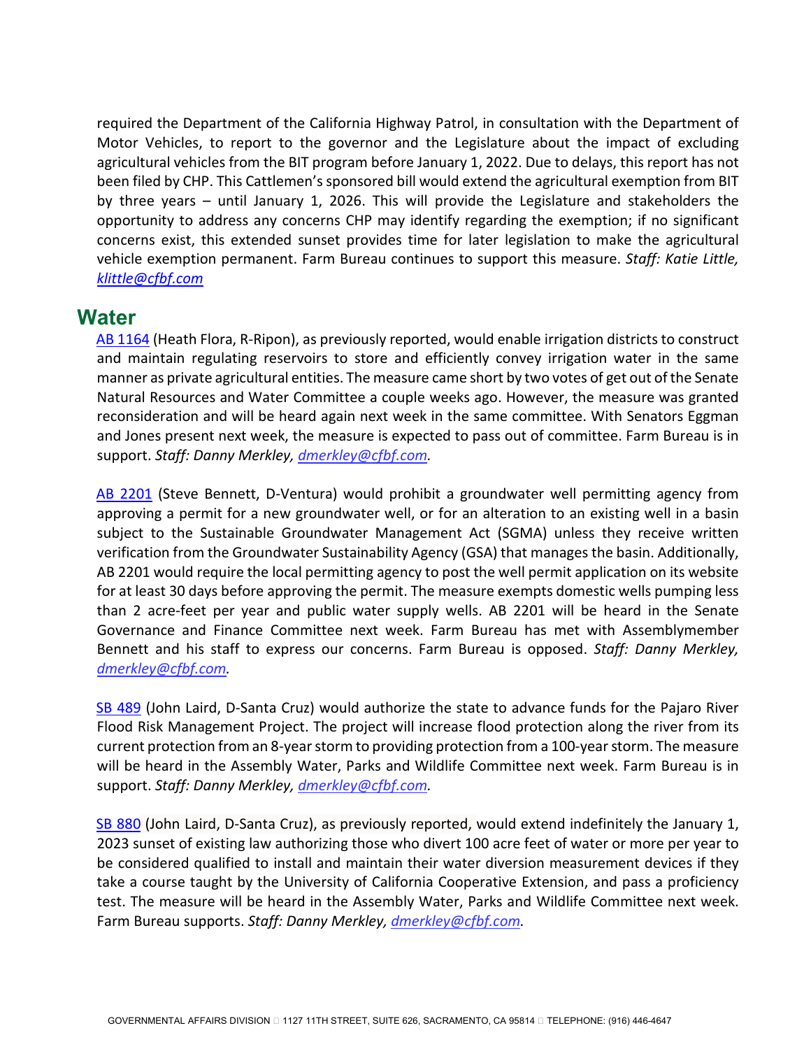required the Department of the California Highway Patrol, in consultation with the Department of Motor Vehicles, to report to the governor and the Legislature about the impact of excluding agricultural vehicles from the BIT program before January 1, 2022. Due to delays, this report has not been filed by CHP. This Cattlemen's sponsored bill would extend the agricultural exemption from BIT by three years – until January 1, 2026. This will provide the Legislature and stakeholders the opportunity to address any concerns CHP may identify regarding the exemption; if no significant concerns exist, this extended sunset provides time for later legislation to make the agricultural vehicle exemption permanent. Farm Bureau continues to support this measure. *Staff: Katie Little, klittle@cfbf.com*

## Water

AB 1164 (Heath Flora, R-Ripon), as previously reported, would enable irrigation districts to construct and maintain regulating reservoirs to store and efficiently convey irrigation water in the same manner as private agricultural entities. The measure came short by two votes of get out of the Senate Natural Resources and Water Committee a couple weeks ago. However, the measure was granted reconsideration and will be heard again next week in the same committee. With Senators Eggman and Jones present next week, the measure is expected to pass out of committee. Farm Bureau is in support. *Staff: Danny Merkley, dmerkley@cfbf.com.*

AB 2201 (Steve Bennett, D-Ventura) would prohibit a groundwater well permitting agency from approving a permit for a new groundwater well, or for an alteration to an existing well in a basin subject to the Sustainable Groundwater Management Act (SGMA) unless they receive written verification from the Groundwater Sustainability Agency (GSA) that manages the basin. Additionally, AB 2201 would require the local permitting agency to post the well permit application on its website for at least 30 days before approving the permit. The measure exempts domestic wells pumping less than 2 acre-feet per year and public water supply wells. AB 2201 will be heard in the Senate Governance and Finance Committee next week. Farm Bureau has met with Assemblymember Bennett and his staff to express our concerns. Farm Bureau is opposed. *Staff: Danny Merkley, dmerkley@cfbf.com.*

SB 489 (John Laird, D-Santa Cruz) would authorize the state to advance funds for the Pajaro River Flood Risk Management Project. The project will increase flood protection along the river from its current protection from an 8-year storm to providing protection from a 100-year storm. The measure will be heard in the Assembly Water, Parks and Wildlife Committee next week. Farm Bureau is in support. *Staff: Danny Merkley, dmerkley@cfbf.com.*

SB 880 (John Laird, D-Santa Cruz), as previously reported, would extend indefinitely the January 1, 2023 sunset of existing law authorizing those who divert 100 acre feet of water or more per year to be considered qualified to install and maintain their water diversion measurement devices if they take a course taught by the University of California Cooperative Extension, and pass a proficiency test. The measure will be heard in the Assembly Water, Parks and Wildlife Committee next week. Farm Bureau supports. *Staff: Danny Merkley, dmerkley@cfbf.com.*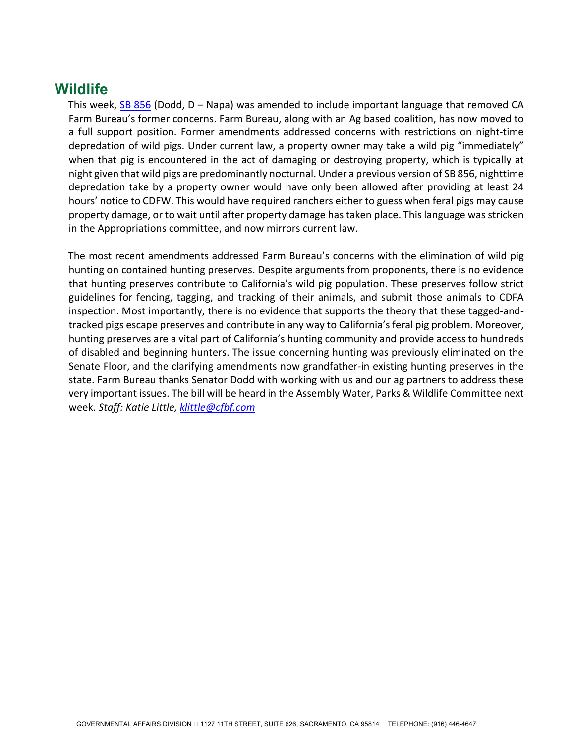## Wildlife

This week, [SB 856](SB 856) (Dodd, D – Napa) was amended to include important language that removed CA Farm Bureau's former concerns. Farm Bureau, along with an Ag based coalition, has now moved to a full support position. Former amendments addressed concerns with restrictions on night-time depredation of wild pigs. Under current law, a property owner may take a wild pig "immediately" when that pig is encountered in the act of damaging or destroying property, which is typically at night given that wild pigs are predominantly nocturnal. Under a previous version of SB 856, nighttime depredation take by a property owner would have only been allowed after providing at least 24 hours' notice to CDFW. This would have required ranchers either to guess when feral pigs may cause property damage, or to wait until after property damage has taken place. This language was stricken in the Appropriations committee, and now mirrors current law.

The most recent amendments addressed Farm Bureau's concerns with the elimination of wild pig hunting on contained hunting preserves. Despite arguments from proponents, there is no evidence that hunting preserves contribute to California's wild pig population. These preserves follow strict guidelines for fencing, tagging, and tracking of their animals, and submit those animals to CDFA inspection. Most importantly, there is no evidence that supports the theory that these tagged-and-tracked pigs escape preserves and contribute in any way to California's feral pig problem. Moreover, hunting preserves are a vital part of California's hunting community and provide access to hundreds of disabled and beginning hunters. The issue concerning hunting was previously eliminated on the Senate Floor, and the clarifying amendments now grandfather-in existing hunting preserves in the state. Farm Bureau thanks Senator Dodd with working with us and our ag partners to address these very important issues. The bill will be heard in the Assembly Water, Parks & Wildlife Committee next week. *Staff: Katie Little, [klittle@cfbf.com](mailto:klittle@cfbf.com)*